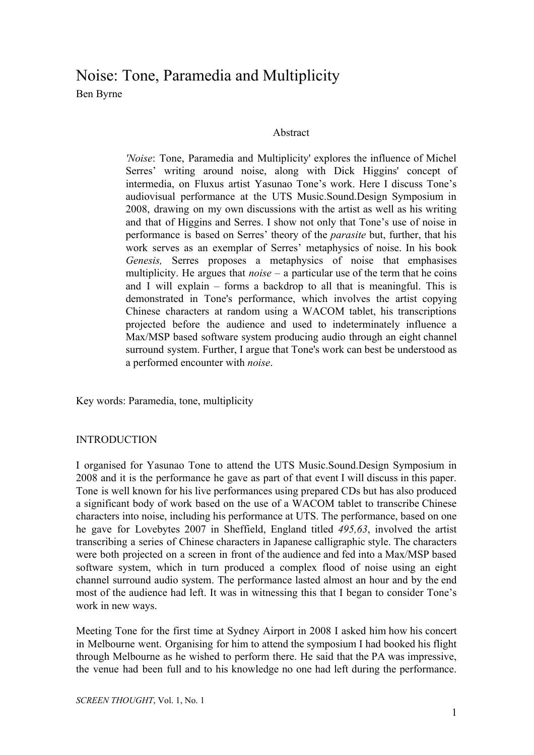# Noise: Tone, Paramedia and Multiplicity

Ben Byrne

## Abstract

*'Noise*: Tone, Paramedia and Multiplicity' explores the influence of Michel Serres' writing around noise, along with Dick Higgins' concept of intermedia, on Fluxus artist Yasunao Tone's work. Here I discuss Tone's audiovisual performance at the UTS Music.Sound.Design Symposium in 2008, drawing on my own discussions with the artist as well as his writing and that of Higgins and Serres. I show not only that Tone's use of noise in performance is based on Serres' theory of the *parasite* but, further, that his work serves as an exemplar of Serres' metaphysics of noise. In his book *Genesis,* Serres proposes a metaphysics of noise that emphasises multiplicity. He argues that *noise* – a particular use of the term that he coins and I will explain – forms a backdrop to all that is meaningful. This is demonstrated in Tone's performance, which involves the artist copying Chinese characters at random using a WACOM tablet, his transcriptions projected before the audience and used to indeterminately influence a Max/MSP based software system producing audio through an eight channel surround system. Further, I argue that Tone's work can best be understood as a performed encounter with *noise*.

Key words: Paramedia, tone, multiplicity

## INTRODUCTION

I organised for Yasunao Tone to attend the UTS Music.Sound.Design Symposium in 2008 and it is the performance he gave as part of that event I will discuss in this paper. Tone is well known for his live performances using prepared CDs but has also produced a significant body of work based on the use of a WACOM tablet to transcribe Chinese characters into noise, including his performance at UTS. The performance, based on one he gave for Lovebytes 2007 in Sheffield, England titled *495,63*, involved the artist transcribing a series of Chinese characters in Japanese calligraphic style. The characters were both projected on a screen in front of the audience and fed into a Max/MSP based software system, which in turn produced a complex flood of noise using an eight channel surround audio system. The performance lasted almost an hour and by the end most of the audience had left. It was in witnessing this that I began to consider Tone's work in new ways.

Meeting Tone for the first time at Sydney Airport in 2008 I asked him how his concert in Melbourne went. Organising for him to attend the symposium I had booked his flight through Melbourne as he wished to perform there. He said that the PA was impressive, the venue had been full and to his knowledge no one had left during the performance.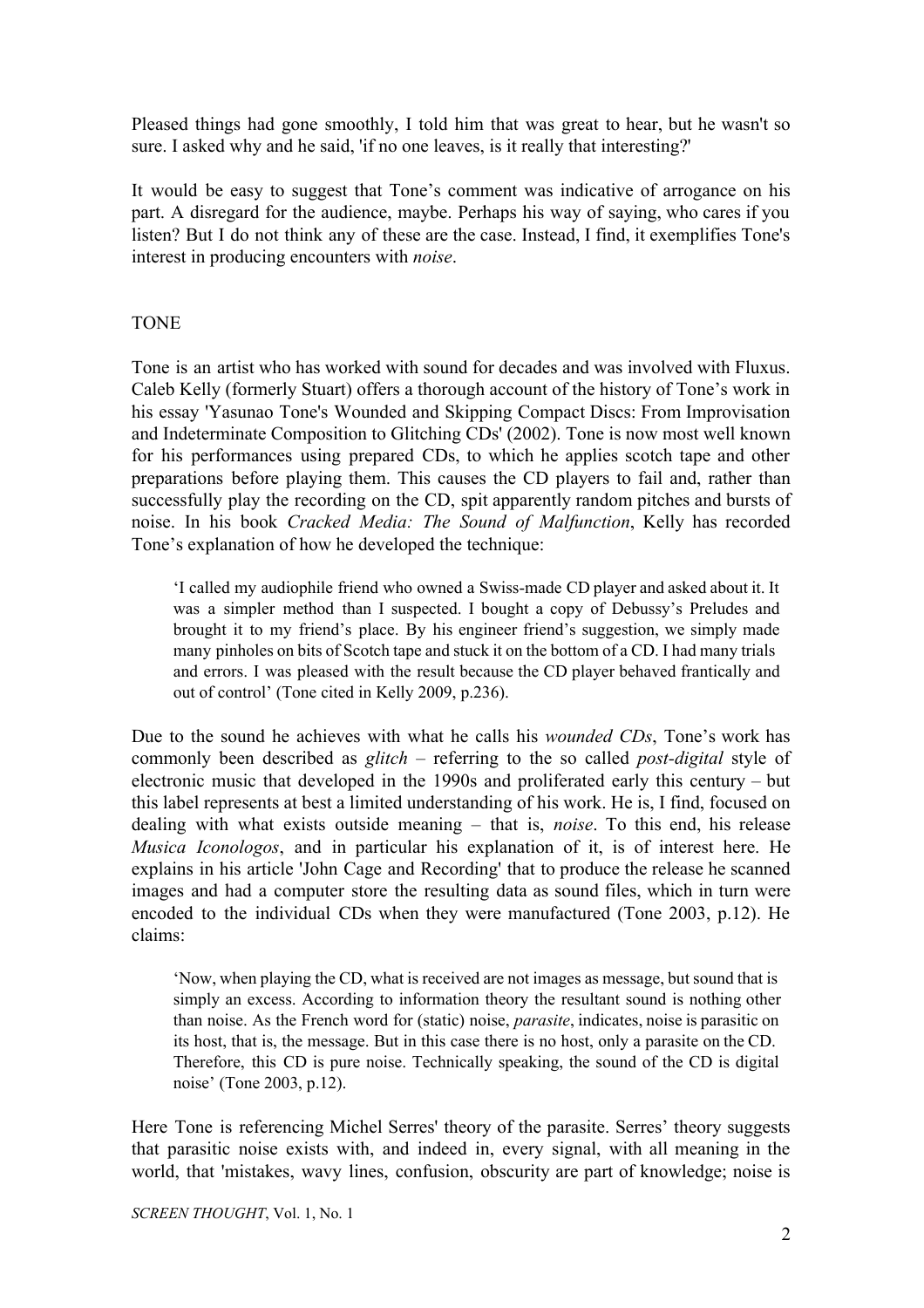Pleased things had gone smoothly, I told him that was great to hear, but he wasn't so sure. I asked why and he said, 'if no one leaves, is it really that interesting?'

It would be easy to suggest that Tone's comment was indicative of arrogance on his part. A disregard for the audience, maybe. Perhaps his way of saying, who cares if you listen? But I do not think any of these are the case. Instead, I find, it exemplifies Tone's interest in producing encounters with *noise*.

## TONE

Tone is an artist who has worked with sound for decades and was involved with Fluxus. Caleb Kelly (formerly Stuart) offers a thorough account of the history of Tone's work in his essay 'Yasunao Tone's Wounded and Skipping Compact Discs: From Improvisation and Indeterminate Composition to Glitching CDs' (2002). Tone is now most well known for his performances using prepared CDs, to which he applies scotch tape and other preparations before playing them. This causes the CD players to fail and, rather than successfully play the recording on the CD, spit apparently random pitches and bursts of noise. In his book *Cracked Media: The Sound of Malfunction*, Kelly has recorded Tone's explanation of how he developed the technique:

> 'I called my audiophile friend who owned a Swiss-made CD player and asked about it. It was a simpler method than I suspected. I bought a copy of Debussy's Preludes and brought it to my friend's place. By his engineer friend's suggestion, we simply made many pinholes on bits of Scotch tape and stuck it on the bottom of a CD. I had many trials and errors. I was pleased with the result because the CD player behaved frantically and out of control' (Tone cited in Kelly 2009, p.236).

Due to the sound he achieves with what he calls his *wounded CDs*, Tone's work has commonly been described as *glitch* – referring to the so called *post-digital* style of electronic music that developed in the 1990s and proliferated early this century – but this label represents at best a limited understanding of his work. He is, I find, focused on dealing with what exists outside meaning – that is, *noise*. To this end, his release *Musica Iconologos*, and in particular his explanation of it, is of interest here. He explains in his article 'John Cage and Recording' that to produce the release he scanned images and had a computer store the resulting data as sound files, which in turn were encoded to the individual CDs when they were manufactured (Tone 2003, p.12). He claims:

> 'Now, when playing the CD, what is received are not images as message, but sound that is simply an excess. According to information theory the resultant sound is nothing other than noise. As the French word for (static) noise, *parasite*, indicates, noise is parasitic on its host, that is, the message. But in this case there is no host, only a parasite on the CD. Therefore, this CD is pure noise. Technically speaking, the sound of the CD is digital noise' (Tone 2003, p.12).

Here Tone is referencing Michel Serres' theory of the parasite. Serres' theory suggests that parasitic noise exists with, and indeed in, every signal, with all meaning in the world, that 'mistakes, wavy lines, confusion, obscurity are part of knowledge; noise is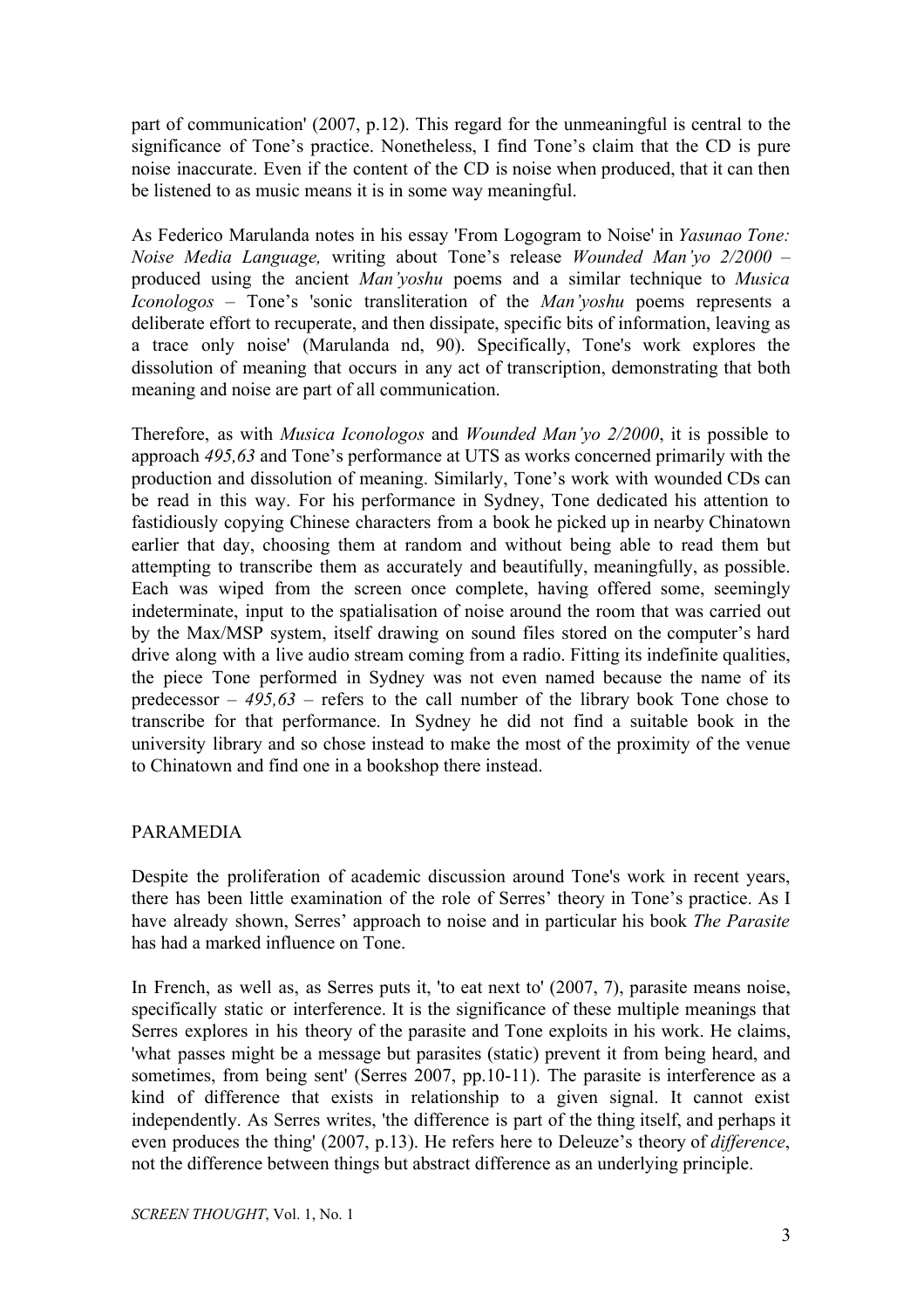part of communication' (2007, p.12). This regard for the unmeaningful is central to the significance of Tone's practice. Nonetheless, I find Tone's claim that the CD is pure noise inaccurate. Even if the content of the CD is noise when produced, that it can then be listened to as music means it is in some way meaningful.

As Federico Marulanda notes in his essay 'From Logogram to Noise' in *Yasunao Tone: Noise Media Language,* writing about Tone's release *Wounded Man'yo 2/2000* – produced using the ancient *Man'yoshu* poems and a similar technique to *Musica Iconologos* – Tone's 'sonic transliteration of the *Man'yoshu* poems represents a deliberate effort to recuperate, and then dissipate, specific bits of information, leaving as a trace only noise' (Marulanda nd, 90). Specifically, Tone's work explores the dissolution of meaning that occurs in any act of transcription, demonstrating that both meaning and noise are part of all communication.

Therefore, as with *Musica Iconologos* and *Wounded Man'yo 2/2000*, it is possible to approach *495,63* and Tone's performance at UTS as works concerned primarily with the production and dissolution of meaning. Similarly, Tone's work with wounded CDs can be read in this way. For his performance in Sydney, Tone dedicated his attention to fastidiously copying Chinese characters from a book he picked up in nearby Chinatown earlier that day, choosing them at random and without being able to read them but attempting to transcribe them as accurately and beautifully, meaningfully, as possible. Each was wiped from the screen once complete, having offered some, seemingly indeterminate, input to the spatialisation of noise around the room that was carried out by the Max/MSP system, itself drawing on sound files stored on the computer's hard drive along with a live audio stream coming from a radio. Fitting its indefinite qualities, the piece Tone performed in Sydney was not even named because the name of its predecessor – *495,63* – refers to the call number of the library book Tone chose to transcribe for that performance. In Sydney he did not find a suitable book in the university library and so chose instead to make the most of the proximity of the venue to Chinatown and find one in a bookshop there instead.

## PARAMEDIA

Despite the proliferation of academic discussion around Tone's work in recent years, there has been little examination of the role of Serres' theory in Tone's practice. As I have already shown, Serres' approach to noise and in particular his book *The Parasite* has had a marked influence on Tone.

In French, as well as, as Serres puts it, 'to eat next to' (2007, 7), parasite means noise, specifically static or interference. It is the significance of these multiple meanings that Serres explores in his theory of the parasite and Tone exploits in his work. He claims, 'what passes might be a message but parasites (static) prevent it from being heard, and sometimes, from being sent' (Serres 2007, pp.10-11). The parasite is interference as a kind of difference that exists in relationship to a given signal. It cannot exist independently. As Serres writes, 'the difference is part of the thing itself, and perhaps it even produces the thing' (2007, p.13). He refers here to Deleuze's theory of *difference*, not the difference between things but abstract difference as an underlying principle.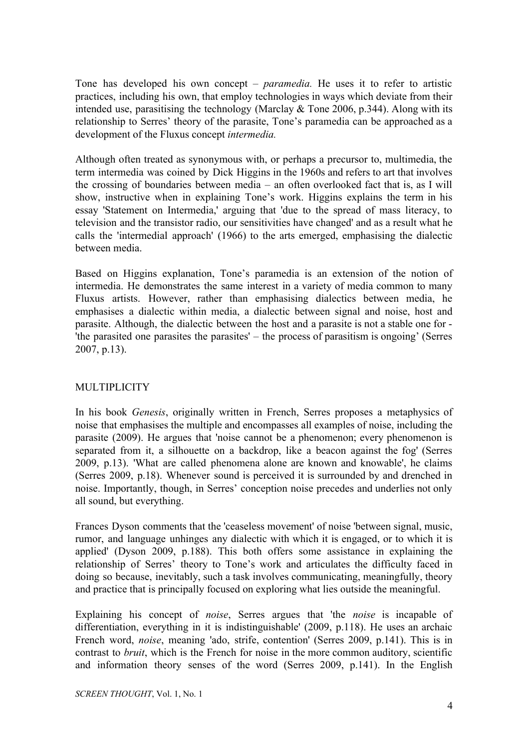Tone has developed his own concept – *paramedia.* He uses it to refer to artistic practices, including his own, that employ technologies in ways which deviate from their intended use, parasitising the technology (Marclay & Tone 2006, p.344). Along with its relationship to Serres' theory of the parasite, Tone's paramedia can be approached as a development of the Fluxus concept *intermedia.*

Although often treated as synonymous with, or perhaps a precursor to, multimedia, the term intermedia was coined by Dick Higgins in the 1960s and refers to art that involves the crossing of boundaries between media – an often overlooked fact that is, as I will show, instructive when in explaining Tone's work. Higgins explains the term in his essay 'Statement on Intermedia,' arguing that 'due to the spread of mass literacy, to television and the transistor radio, our sensitivities have changed' and as a result what he calls the 'intermedial approach' (1966) to the arts emerged, emphasising the dialectic between media.

Based on Higgins explanation, Tone's paramedia is an extension of the notion of intermedia. He demonstrates the same interest in a variety of media common to many Fluxus artists. However, rather than emphasising dialectics between media, he emphasises a dialectic within media, a dialectic between signal and noise, host and parasite. Although, the dialectic between the host and a parasite is not a stable one for - 'the parasited one parasites the parasites' – the process of parasitism is ongoing' (Serres 2007, p.13).

## MULTIPLICITY

In his book *Genesis*, originally written in French, Serres proposes a metaphysics of noise that emphasises the multiple and encompasses all examples of noise, including the parasite (2009). He argues that 'noise cannot be a phenomenon; every phenomenon is separated from it, a silhouette on a backdrop, like a beacon against the fog' (Serres 2009, p.13). 'What are called phenomena alone are known and knowable', he claims (Serres 2009, p.18). Whenever sound is perceived it is surrounded by and drenched in noise. Importantly, though, in Serres' conception noise precedes and underlies not only all sound, but everything.

Frances Dyson comments that the 'ceaseless movement' of noise 'between signal, music, rumor, and language unhinges any dialectic with which it is engaged, or to which it is applied' (Dyson 2009, p.188). This both offers some assistance in explaining the relationship of Serres' theory to Tone's work and articulates the difficulty faced in doing so because, inevitably, such a task involves communicating, meaningfully, theory and practice that is principally focused on exploring what lies outside the meaningful.

Explaining his concept of *noise*, Serres argues that 'the *noise* is incapable of differentiation, everything in it is indistinguishable' (2009, p.118). He uses an archaic French word, *noise*, meaning 'ado, strife, contention' (Serres 2009, p.141). This is in contrast to *bruit*, which is the French for noise in the more common auditory, scientific and information theory senses of the word (Serres 2009, p.141). In the English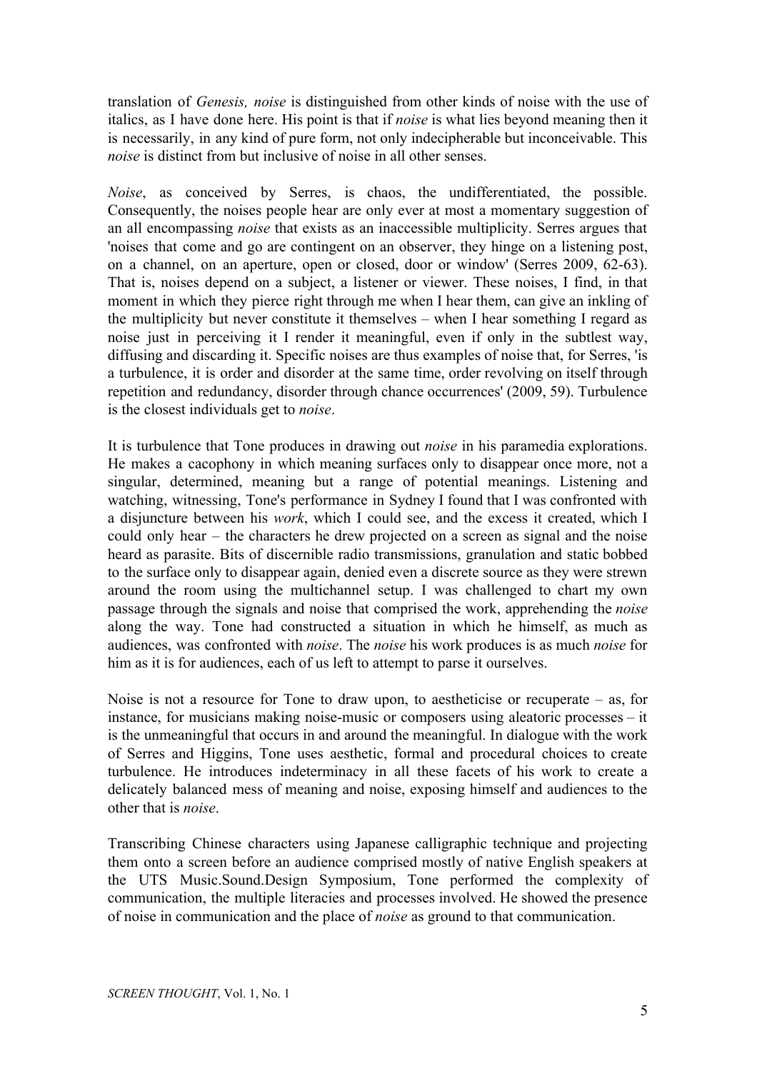translation of *Genesis, noise* is distinguished from other kinds of noise with the use of italics, as I have done here. His point is that if *noise* is what lies beyond meaning then it is necessarily, in any kind of pure form, not only indecipherable but inconceivable. This *noise* is distinct from but inclusive of noise in all other senses.

*Noise*, as conceived by Serres, is chaos, the undifferentiated, the possible. Consequently, the noises people hear are only ever at most a momentary suggestion of an all encompassing *noise* that exists as an inaccessible multiplicity. Serres argues that 'noises that come and go are contingent on an observer, they hinge on a listening post, on a channel, on an aperture, open or closed, door or window' (Serres 2009, 62-63). That is, noises depend on a subject, a listener or viewer. These noises, I find, in that moment in which they pierce right through me when I hear them, can give an inkling of the multiplicity but never constitute it themselves – when I hear something I regard as noise just in perceiving it I render it meaningful, even if only in the subtlest way, diffusing and discarding it. Specific noises are thus examples of noise that, for Serres, 'is a turbulence, it is order and disorder at the same time, order revolving on itself through repetition and redundancy, disorder through chance occurrences' (2009, 59). Turbulence is the closest individuals get to *noise*.

It is turbulence that Tone produces in drawing out *noise* in his paramedia explorations. He makes a cacophony in which meaning surfaces only to disappear once more, not a singular, determined, meaning but a range of potential meanings. Listening and watching, witnessing, Tone's performance in Sydney I found that I was confronted with a disjuncture between his *work*, which I could see, and the excess it created, which I could only hear – the characters he drew projected on a screen as signal and the noise heard as parasite. Bits of discernible radio transmissions, granulation and static bobbed to the surface only to disappear again, denied even a discrete source as they were strewn around the room using the multichannel setup. I was challenged to chart my own passage through the signals and noise that comprised the work, apprehending the *noise* along the way. Tone had constructed a situation in which he himself, as much as audiences, was confronted with *noise*. The *noise* his work produces is as much *noise* for him as it is for audiences, each of us left to attempt to parse it ourselves.

Noise is not a resource for Tone to draw upon, to aestheticise or recuperate – as, for instance, for musicians making noise-music or composers using aleatoric processes – it is the unmeaningful that occurs in and around the meaningful. In dialogue with the work of Serres and Higgins, Tone uses aesthetic, formal and procedural choices to create turbulence. He introduces indeterminacy in all these facets of his work to create a delicately balanced mess of meaning and noise, exposing himself and audiences to the other that is *noise*.

Transcribing Chinese characters using Japanese calligraphic technique and projecting them onto a screen before an audience comprised mostly of native English speakers at the UTS Music.Sound.Design Symposium, Tone performed the complexity of communication, the multiple literacies and processes involved. He showed the presence of noise in communication and the place of *noise* as ground to that communication.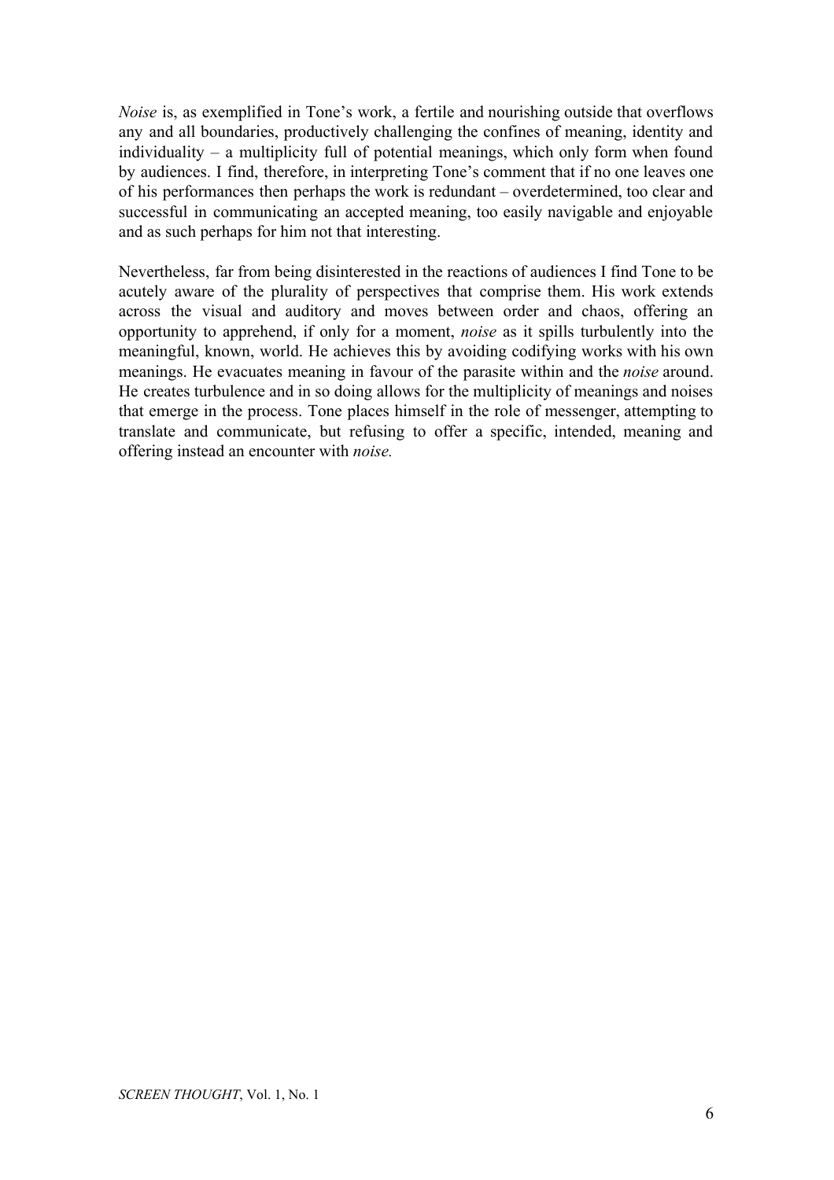*Noise* is, as exemplified in Tone's work, a fertile and nourishing outside that overflows any and all boundaries, productively challenging the confines of meaning, identity and individuality – a multiplicity full of potential meanings, which only form when found by audiences. I find, therefore, in interpreting Tone's comment that if no one leaves one of his performances then perhaps the work is redundant – overdetermined, too clear and successful in communicating an accepted meaning, too easily navigable and enjoyable and as such perhaps for him not that interesting.

Nevertheless, far from being disinterested in the reactions of audiences I find Tone to be acutely aware of the plurality of perspectives that comprise them. His work extends across the visual and auditory and moves between order and chaos, offering an opportunity to apprehend, if only for a moment, *noise* as it spills turbulently into the meaningful, known, world. He achieves this by avoiding codifying works with his own meanings. He evacuates meaning in favour of the parasite within and the *noise* around. He creates turbulence and in so doing allows for the multiplicity of meanings and noises that emerge in the process. Tone places himself in the role of messenger, attempting to translate and communicate, but refusing to offer a specific, intended, meaning and offering instead an encounter with *noise.*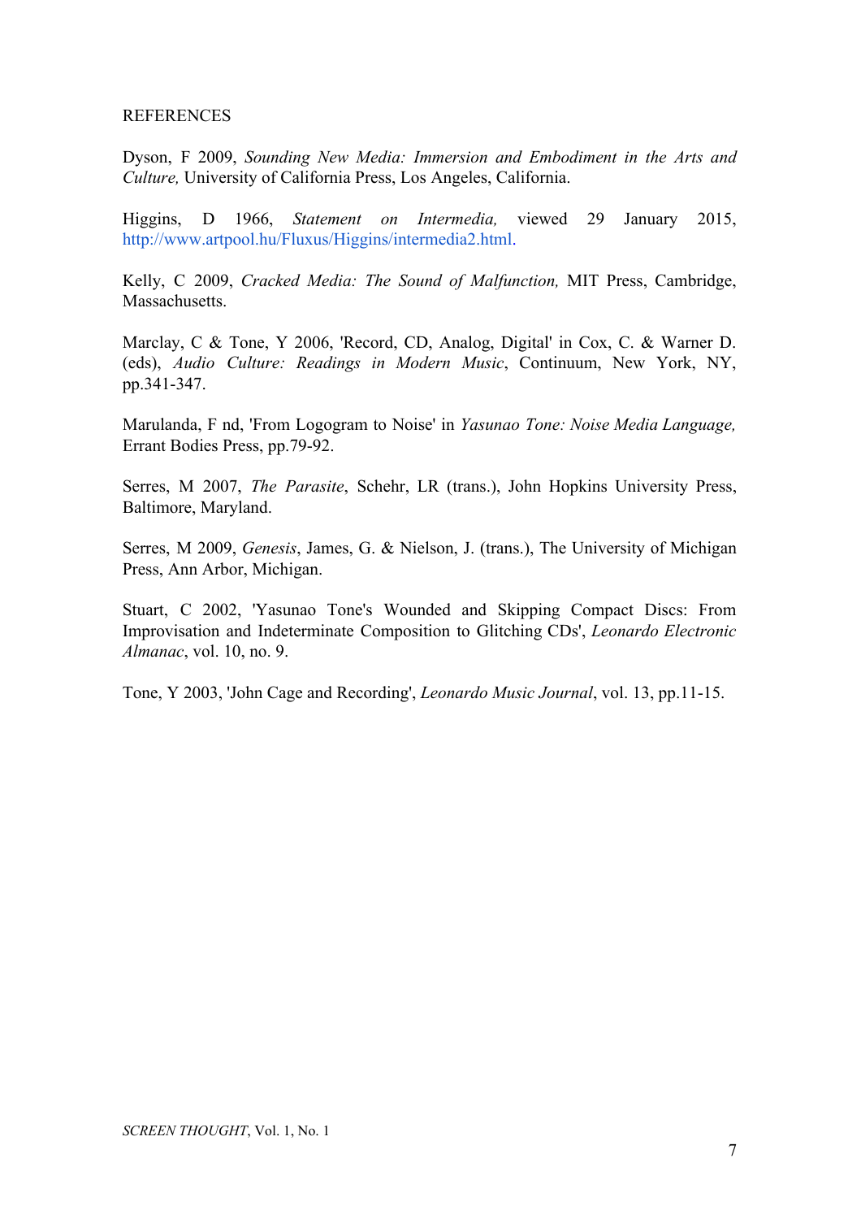REFERENCES

Dyson, F 2009, *Sounding New Media: Immersion and Embodiment in the Arts and Culture,* University of California Press, Los Angeles, California.

Higgins, D 1966, *Statement on Intermedia,* viewed 29 January 2015, http://www.artpool.hu/Fluxus/Higgins/intermedia2.html.

Kelly, C 2009, *Cracked Media: The Sound of Malfunction,* MIT Press, Cambridge, Massachusetts.

Marclay, C & Tone, Y 2006, 'Record, CD, Analog, Digital' in Cox, C. & Warner D. (eds), *Audio Culture: Readings in Modern Music*, Continuum, New York, NY, pp.341-347.

Marulanda, F nd, 'From Logogram to Noise' in *Yasunao Tone: Noise Media Language,* Errant Bodies Press, pp.79-92.

Serres, M 2007, *The Parasite*, Schehr, LR (trans.), John Hopkins University Press, Baltimore, Maryland.

Serres, M 2009, *Genesis*, James, G. & Nielson, J. (trans.), The University of Michigan Press, Ann Arbor, Michigan.

Stuart, C 2002, 'Yasunao Tone's Wounded and Skipping Compact Discs: From Improvisation and Indeterminate Composition to Glitching CDs', *Leonardo Electronic Almanac*, vol. 10, no. 9.

Tone, Y 2003, 'John Cage and Recording', *Leonardo Music Journal*, vol. 13, pp.11-15.